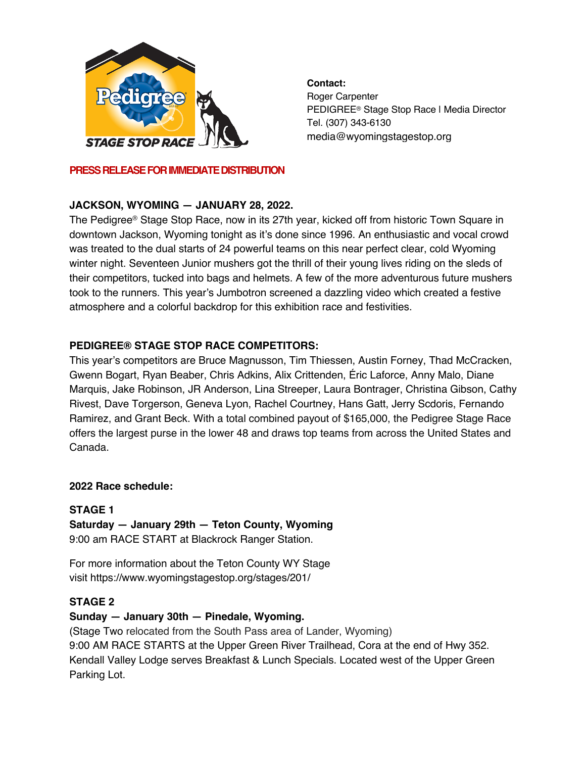PEDIGREE STAGE STOP RACE

**Contact:**
Roger Carpenter
PEDIGREE® Stage Stop Race | Media Director
Tel. (307) 343-6130
media@wyomingstagestop.org

**PRESS RELEASE FOR IMMEDIATE DISTRIBUTION**

**JACKSON, WYOMING — JANUARY 28, 2022.**
The Pedigree® Stage Stop Race, now in its 27th year, kicked off from historic Town Square in downtown Jackson, Wyoming tonight as it's done since 1996. An enthusiastic and vocal crowd was treated to the dual starts of 24 powerful teams on this near perfect clear, cold Wyoming winter night. Seventeen Junior mushers got the thrill of their young lives riding on the sleds of their competitors, tucked into bags and helmets. A few of the more adventurous future mushers took to the runners. This year's Jumbotron screened a dazzling video which created a festive atmosphere and a colorful backdrop for this exhibition race and festivities.

**PEDIGREE® STAGE STOP RACE COMPETITORS:**
This year's competitors are Bruce Magnusson, Tim Thiessen, Austin Forney, Thad McCracken, Gwenn Bogart, Ryan Beaber, Chris Adkins, Alix Crittenden, Éric Laforce, Anny Malo, Diane Marquis, Jake Robinson, JR Anderson, Lina Streeper, Laura Bontrager, Christina Gibson, Cathy Rivest, Dave Torgerson, Geneva Lyon, Rachel Courtney, Hans Gatt, Jerry Scdoris, Fernando Ramirez, and Grant Beck. With a total combined payout of $165,000, the Pedigree Stage Race offers the largest purse in the lower 48 and draws top teams from across the United States and Canada.

**2022 Race schedule:**

**STAGE 1**
**Saturday — January 29th — Teton County, Wyoming**
9:00 am RACE START at Blackrock Ranger Station.

For more information about the Teton County WY Stage visit https://www.wyomingstagestop.org/stages/201/

**STAGE 2**
**Sunday — January 30th — Pinedale, Wyoming.**
(Stage Two relocated from the South Pass area of Lander, Wyoming)
9:00 AM RACE STARTS at the Upper Green River Trailhead, Cora at the end of Hwy 352. Kendall Valley Lodge serves Breakfast & Lunch Specials. Located west of the Upper Green Parking Lot.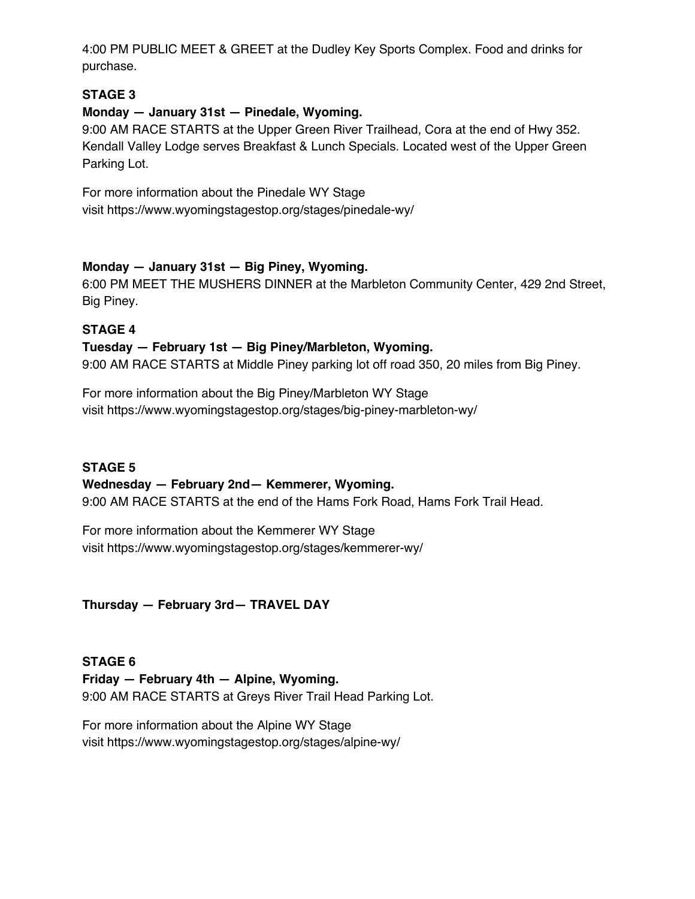4:00 PM PUBLIC MEET & GREET at the Dudley Key Sports Complex. Food and drinks for purchase.

**STAGE 3**

**Monday — January 31st — Pinedale, Wyoming.**

9:00 AM RACE STARTS at the Upper Green River Trailhead, Cora at the end of Hwy 352. Kendall Valley Lodge serves Breakfast & Lunch Specials. Located west of the Upper Green Parking Lot.

For more information about the Pinedale WY Stage
visit https://www.wyomingstagestop.org/stages/pinedale-wy/

**Monday — January 31st — Big Piney, Wyoming.**

6:00 PM MEET THE MUSHERS DINNER at the Marbleton Community Center, 429 2nd Street, Big Piney.

**STAGE 4**

**Tuesday — February 1st — Big Piney/Marbleton, Wyoming.**

9:00 AM RACE STARTS at Middle Piney parking lot off road 350, 20 miles from Big Piney.

For more information about the Big Piney/Marbleton WY Stage
visit https://www.wyomingstagestop.org/stages/big-piney-marbleton-wy/

**STAGE 5**

**Wednesday — February 2nd— Kemmerer, Wyoming.**

9:00 AM RACE STARTS at the end of the Hams Fork Road, Hams Fork Trail Head.

For more information about the Kemmerer WY Stage
visit https://www.wyomingstagestop.org/stages/kemmerer-wy/

**Thursday — February 3rd— TRAVEL DAY**

**STAGE 6**

**Friday — February 4th — Alpine, Wyoming.**

9:00 AM RACE STARTS at Greys River Trail Head Parking Lot.

For more information about the Alpine WY Stage
visit https://www.wyomingstagestop.org/stages/alpine-wy/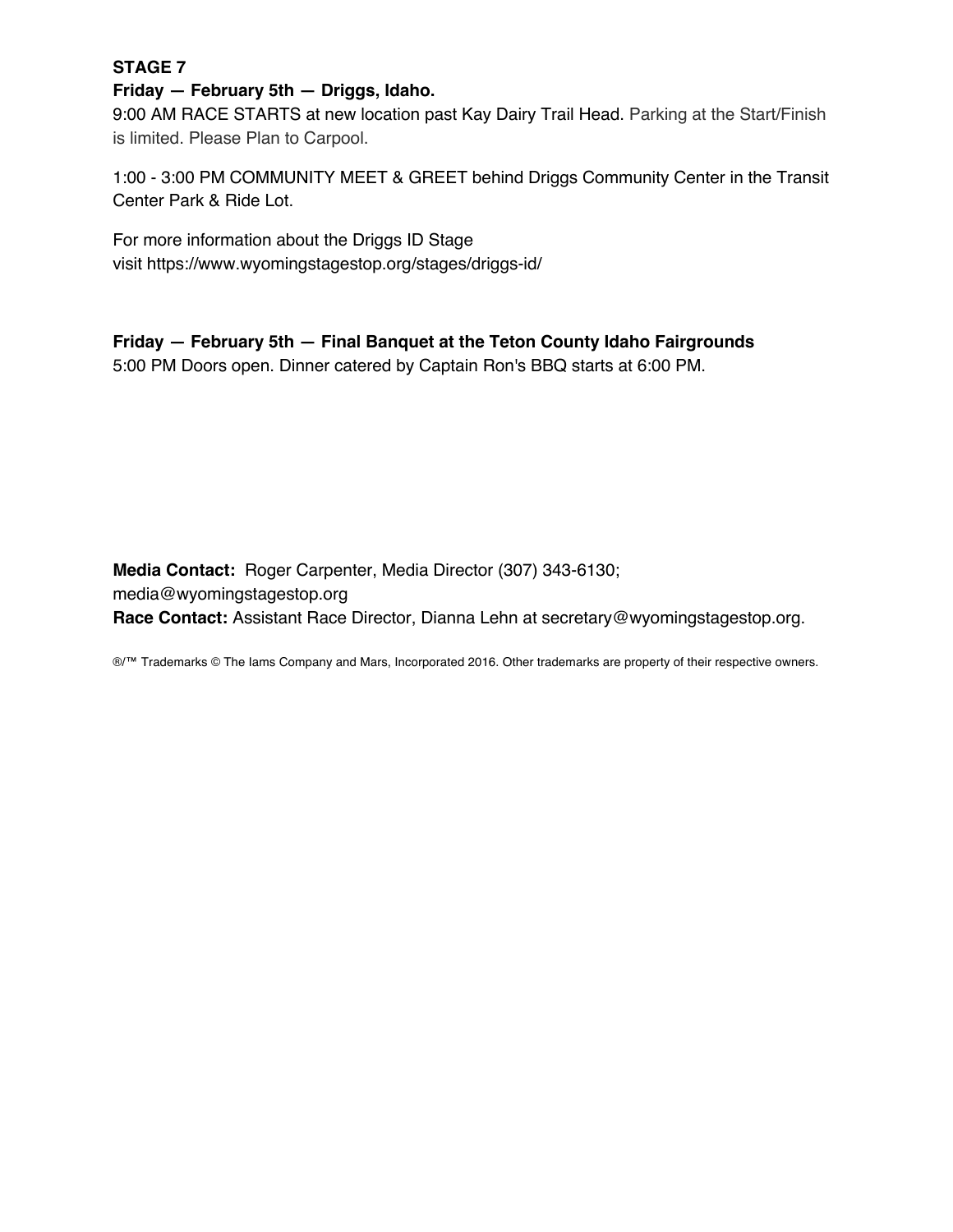**STAGE 7**
**Friday — February 5th — Driggs, Idaho.**
9:00 AM RACE STARTS at new location past Kay Dairy Trail Head. Parking at the Start/Finish is limited. Please Plan to Carpool.

1:00 - 3:00 PM COMMUNITY MEET & GREET behind Driggs Community Center in the Transit Center Park & Ride Lot.

For more information about the Driggs ID Stage
visit https://www.wyomingstagestop.org/stages/driggs-id/

**Friday — February 5th — Final Banquet at the Teton County Idaho Fairgrounds**
5:00 PM Doors open. Dinner catered by Captain Ron's BBQ starts at 6:00 PM.

**Media Contact:** Roger Carpenter, Media Director (307) 343-6130; media@wyomingstagestop.org
**Race Contact:** Assistant Race Director, Dianna Lehn at secretary@wyomingstagestop.org.

®/™ Trademarks © The Iams Company and Mars, Incorporated 2016. Other trademarks are property of their respective owners.